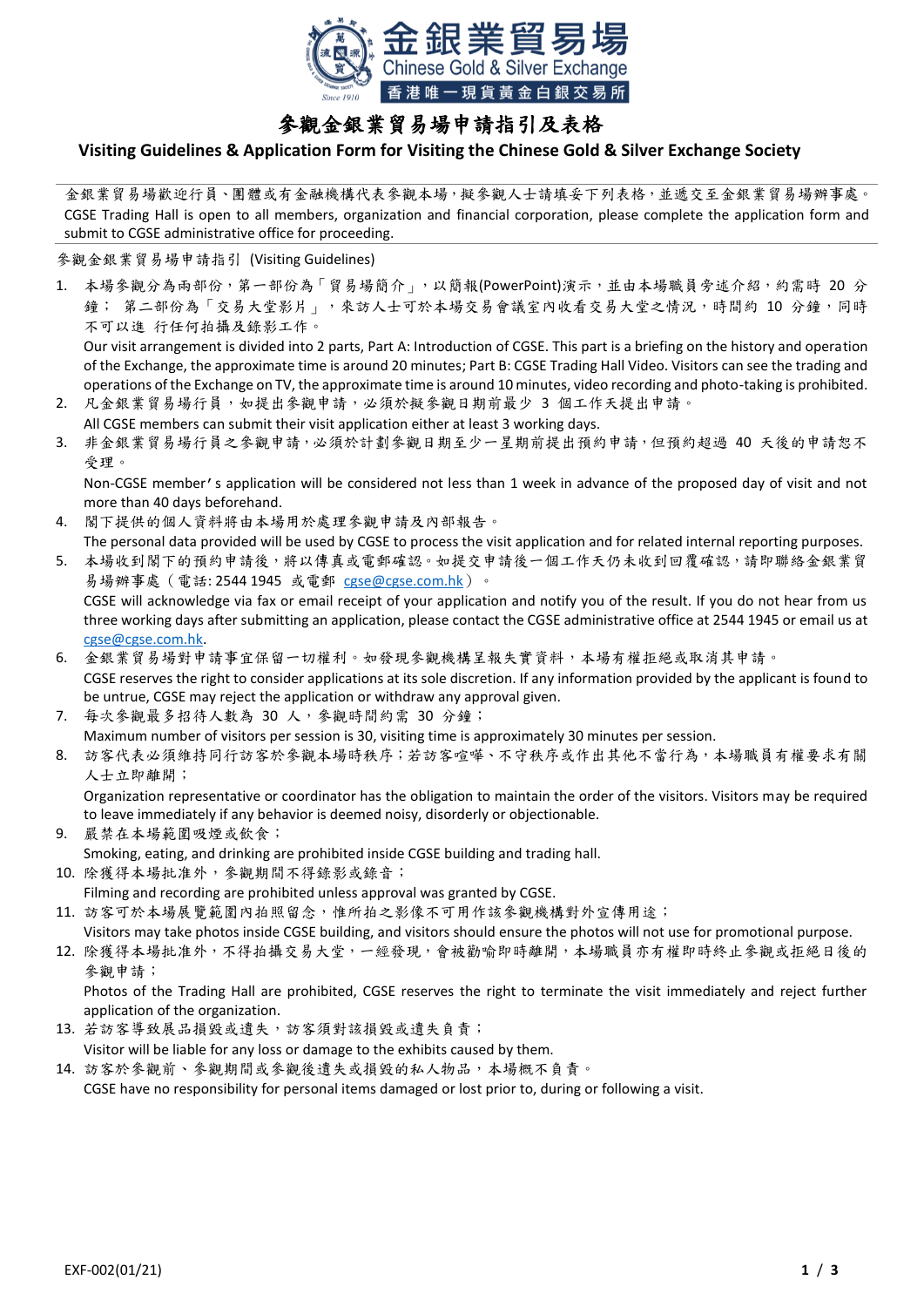金銀業貿易場
Chinese Gold & Silver Exchange
香港唯一現貨黃金白銀交易所

# 參觀金銀業貿易場申請指引及表格

## Visiting Guidelines & Application Form for Visiting the Chinese Gold & Silver Exchange Society

金銀業貿易場歡迎行員、團體或有金融機構代表參觀本場，擬參觀人士請填妥下列表格，並遞交至金銀業貿易場辦事處。
CGSE Trading Hall is open to all members, organization and financial corporation, please complete the application form and submit to CGSE administrative office for proceeding.

參觀金銀業貿易場申請指引 (Visiting Guidelines)

1. 本場參觀分為兩部份，第一部份為「貿易場簡介」，以簡報(PowerPoint)演示，並由本場職員旁述介紹，約需時 20 分鐘； 第二部份為「交易大堂影片」，來訪人士可於本場交易會議室內收看交易大堂之情況，時間約 10 分鐘，同時不可以進 行任何拍攝及錄影工作。
   Our visit arrangement is divided into 2 parts, Part A: Introduction of CGSE. This part is a briefing on the history and operation of the Exchange, the approximate time is around 20 minutes; Part B: CGSE Trading Hall Video. Visitors can see the trading and operations of the Exchange on TV, the approximate time is around 10 minutes, video recording and photo-taking is prohibited.
2. 凡金銀業貿易場行員，如提出參觀申請，必須於擬參觀日期前最少 3 個工作天提出申請。
   All CGSE members can submit their visit application either at least 3 working days.
3. 非金銀業貿易場行員之參觀申請，必須於計劃參觀日期至少一星期前提出預約申請，但預約超過 40 天後的申請恕不受理。
   Non-CGSE member's application will be considered not less than 1 week in advance of the proposed day of visit and not more than 40 days beforehand.
4. 閣下提供的個人資料將由本場用於處理參觀申請及內部報告。
   The personal data provided will be used by CGSE to process the visit application and for related internal reporting purposes.
5. 本場收到閣下的預約申請後，將以傳真或電郵確認。如提交申請後一個工作天仍未收到回覆確認，請即聯絡金銀業貿易場辦事處（電話: 2544 1945 或電郵 cgse@cgse.com.hk）。
   CGSE will acknowledge via fax or email receipt of your application and notify you of the result. If you do not hear from us three working days after submitting an application, please contact the CGSE administrative office at 2544 1945 or email us at cgse@cgse.com.hk.
6. 金銀業貿易場對申請事宜保留一切權利。如發現參觀機構呈報失實資料，本場有權拒絕或取消其申請。
   CGSE reserves the right to consider applications at its sole discretion. If any information provided by the applicant is found to be untrue, CGSE may reject the application or withdraw any approval given.
7. 每次參觀最多招待人數為 30 人，參觀時間約需 30 分鐘；
   Maximum number of visitors per session is 30, visiting time is approximately 30 minutes per session.
8. 訪客代表必須維持同行訪客於參觀本場時秩序；若訪客喧嘩、不守秩序或作出其他不當行為，本場職員有權要求有關人士立即離開；
   Organization representative or coordinator has the obligation to maintain the order of the visitors. Visitors may be required to leave immediately if any behavior is deemed noisy, disorderly or objectionable.
9. 嚴禁在本場範圍吸煙或飲食；
   Smoking, eating, and drinking are prohibited inside CGSE building and trading hall.
10. 除獲得本場批准外，參觀期間不得錄影或錄音；
    Filming and recording are prohibited unless approval was granted by CGSE.
11. 訪客可於本場展覽範圍內拍照留念，惟所拍之影像不可用作該參觀機構對外宣傳用途；
    Visitors may take photos inside CGSE building, and visitors should ensure the photos will not use for promotional purpose.
12. 除獲得本場批准外，不得拍攝交易大堂，一經發現，會被勸喻即時離開，本場職員亦有權即時終止參觀或拒絕日後的參觀申請；
    Photos of the Trading Hall are prohibited, CGSE reserves the right to terminate the visit immediately and reject further application of the organization.
13. 若訪客導致展品損毀或遺失，訪客須對該損毀或遺失負責；
    Visitor will be liable for any loss or damage to the exhibits caused by them.
14. 訪客於參觀前、參觀期間或參觀後遺失或損毀的私人物品，本場概不負責。
    CGSE have no responsibility for personal items damaged or lost prior to, during or following a visit.

EXF-002(01/21)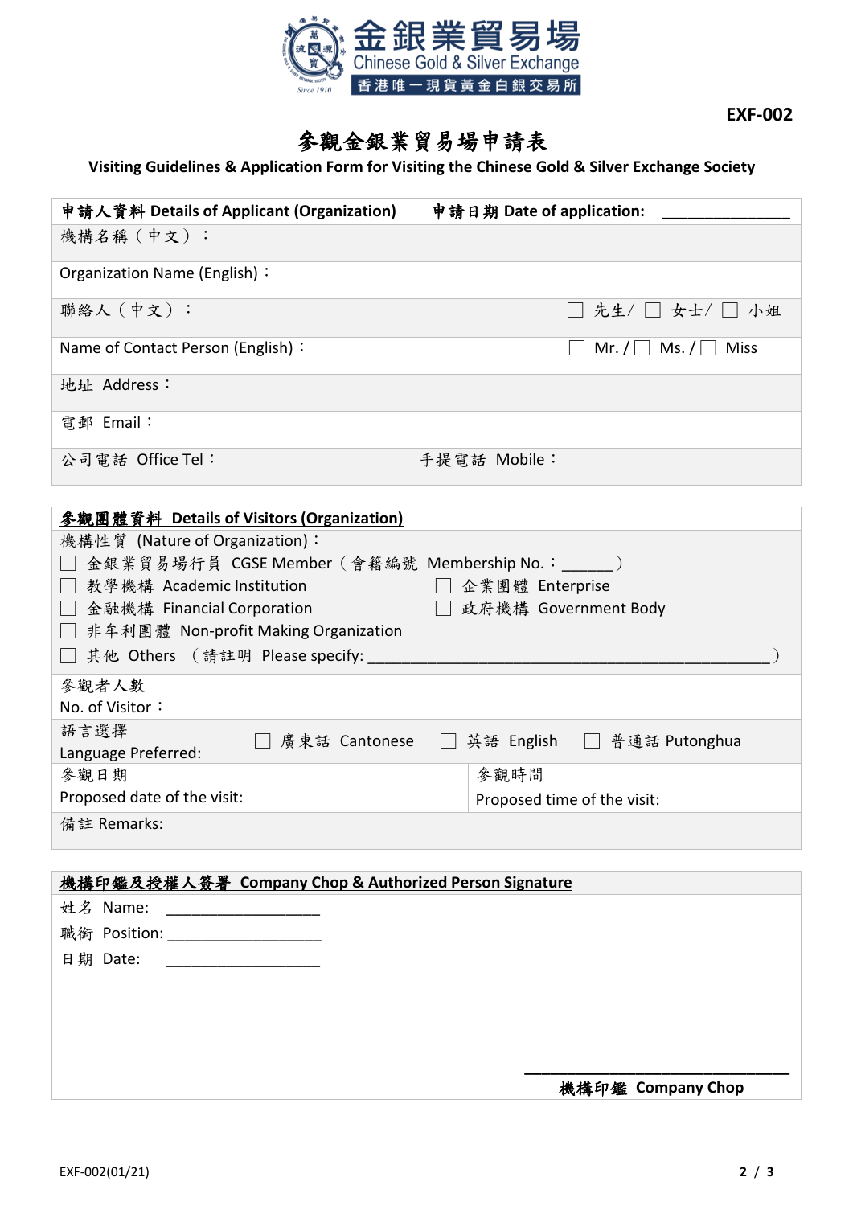金銀業貿易場
Chinese Gold & Silver Exchange
香港唯一現貨黃金白銀交易所

**EXF-002**

# 參觀金銀業貿易場申請表

**Visiting Guidelines & Application Form for Visiting the Chinese Gold & Silver Exchange Society**

| **申請人資料 Details of Applicant (Organization)** | **申請日期 Date of application: _______________** |
|---|---|
| 機構名稱（中文）： | |
| Organization Name (English)： | |
| 聯絡人（中文）： | ☐ 先生/ ☐ 女士/ ☐ 小姐 |
| Name of Contact Person (English)： | ☐ Mr. / ☐ Ms. / ☐ Miss |
| 地址 Address： | |
| 電郵 Email： | |
| 公司電話 Office Tel： | 手提電話 Mobile： |

**參觀團體資料 Details of Visitors (Organization)**

機構性質 (Nature of Organization)：

- ☐ 金銀貿易場行員 CGSE Member（會籍編號 Membership No.：______）
- ☐ 教學機構 Academic Institution
- ☐ 企業團體 Enterprise
- ☐ 金融機構 Financial Corporation
- ☐ 政府機構 Government Body
- ☐ 非牟利團體 Non-profit Making Organization
- ☐ 其他 Others （請註明 Please specify: ______________________________________________）

| | |
|---|---|
| 參觀者人數<br>No. of Visitor： | |
| 語言選擇<br>Language Preferred: | ☐ 廣東話 Cantonese ☐ 英語 English ☐ 普通話 Putonghua |
| 參觀日期<br>Proposed date of the visit: | 參觀時間<br>Proposed time of the visit: |
| 備註 Remarks: | |

**機構印鑑及授權人簽署 Company Chop & Authorized Person Signature**

姓名 Name: __________________

職銜 Position: __________________

日期 Date: __________________

______________________________

**機構印鑑 Company Chop**

EXF-002(01/21)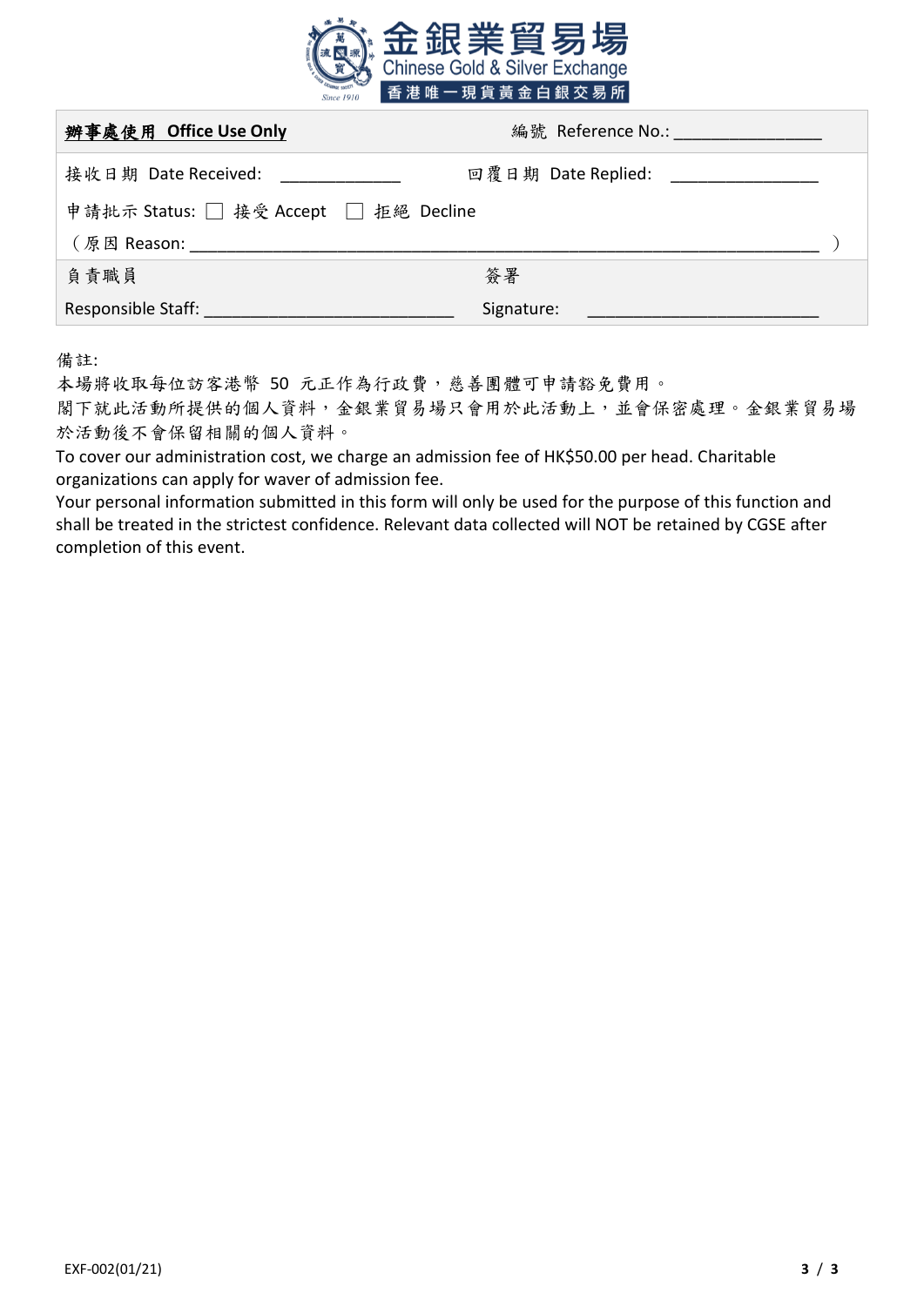金銀業貿易場
Chinese Gold & Silver Exchange
香港唯一現貨黃金白銀交易所

| | |
|---|---|
| **辦事處使用 Office Use Only** | 編號 Reference No.: _______________ |
| 接收日期 Date Received: ____________ | 回覆日期 Date Replied: _______________ |
| 申請批示 Status: ☐ 接受 Accept ☐ 拒絕 Decline | |
| (原因 Reason: _______________________________________________________________ ) | |
| 負責職員 Responsible Staff: _________________________ | 簽署 Signature: _______________________ |

備註:

本場將收取每位訪客港幣 50 元正作為行政費，慈善團體可申請豁免費用。

閣下就此活動所提供的個人資料，金銀業貿易場只會用於此活動上，並會保密處理。金銀業貿易場於活動後不會保留相關的個人資料。

To cover our administration cost, we charge an admission fee of HK$50.00 per head. Charitable organizations can apply for waver of admission fee.

Your personal information submitted in this form will only be used for the purpose of this function and shall be treated in the strictest confidence. Relevant data collected will NOT be retained by CGSE after completion of this event.

EXF-002(01/21)